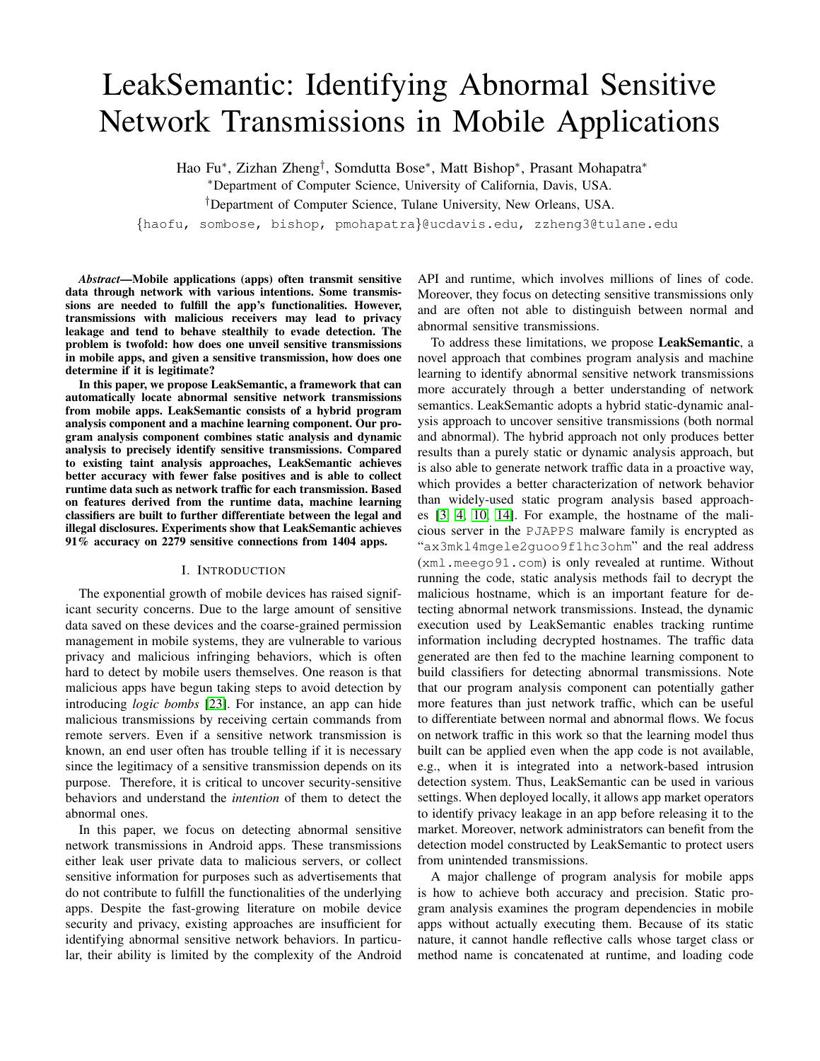# LeakSemantic: Identifying Abnormal Sensitive Network Transmissions in Mobile Applications

Hao Fu*, Zizhan Zheng†, Somdutta Bose*, Matt Bishop*, Prasant Mohapatra*

*Department of Computer Science, University of California, Davis, USA.

†Department of Computer Science, Tulane University, New Orleans, USA.

{haofu, sombose, bishop, pmohapatra}@ucdavis.edu, zzheng3@tulane.edu

***Abstract*—Mobile applications (apps) often transmit sensitive data through network with various intentions. Some transmissions are needed to fulfill the app's functionalities. However, transmissions with malicious receivers may lead to privacy leakage and tend to behave stealthily to evade detection. The problem is twofold: how does one unveil sensitive transmissions in mobile apps, and given a sensitive transmission, how does one determine if it is legitimate?**

**In this paper, we propose LeakSemantic, a framework that can automatically locate abnormal sensitive network transmissions from mobile apps. LeakSemantic consists of a hybrid program analysis component and a machine learning component. Our program analysis component combines static analysis and dynamic analysis to precisely identify sensitive transmissions. Compared to existing taint analysis approaches, LeakSemantic achieves better accuracy with fewer false positives and is able to collect runtime data such as network traffic for each transmission. Based on features derived from the runtime data, machine learning classifiers are built to further differentiate between the legal and illegal disclosures. Experiments show that LeakSemantic achieves 91% accuracy on 2279 sensitive connections from 1404 apps.**

## I. Introduction

The exponential growth of mobile devices has raised significant security concerns. Due to the large amount of sensitive data saved on these devices and the coarse-grained permission management in mobile systems, they are vulnerable to various privacy and malicious infringing behaviors, which is often hard to detect by mobile users themselves. One reason is that malicious apps have begun taking steps to avoid detection by introducing *logic bombs* [23]. For instance, an app can hide malicious transmissions by receiving certain commands from remote servers. Even if a sensitive network transmission is known, an end user often has trouble telling if it is necessary since the legitimacy of a sensitive transmission depends on its purpose. Therefore, it is critical to uncover security-sensitive behaviors and understand the *intention* of them to detect the abnormal ones.

In this paper, we focus on detecting abnormal sensitive network transmissions in Android apps. These transmissions either leak user private data to malicious servers, or collect sensitive information for purposes such as advertisements that do not contribute to fulfill the functionalities of the underlying apps. Despite the fast-growing literature on mobile device security and privacy, existing approaches are insufficient for identifying abnormal sensitive network behaviors. In particular, their ability is limited by the complexity of the Android API and runtime, which involves millions of lines of code. Moreover, they focus on detecting sensitive transmissions only and are often not able to distinguish between normal and abnormal sensitive transmissions.

To address these limitations, we propose **LeakSemantic**, a novel approach that combines program analysis and machine learning to identify abnormal sensitive network transmissions more accurately through a better understanding of network semantics. LeakSemantic adopts a hybrid static-dynamic analysis approach to uncover sensitive transmissions (both normal and abnormal). The hybrid approach not only produces better results than a purely static or dynamic analysis approach, but is also able to generate network traffic data in a proactive way, which provides a better characterization of network behavior than widely-used static program analysis based approaches [3, 4, 10, 14]. For example, the hostname of the malicious server in the PJAPPS malware family is encrypted as "ax3mkl4mgele2guoo9flhc3ohm" and the real address (xml.meego91.com) is only revealed at runtime. Without running the code, static analysis methods fail to decrypt the malicious hostname, which is an important feature for detecting abnormal network transmissions. Instead, the dynamic execution used by LeakSemantic enables tracking runtime information including decrypted hostnames. The traffic data generated are then fed to the machine learning component to build classifiers for detecting abnormal transmissions. Note that our program analysis component can potentially gather more features than just network traffic, which can be useful to differentiate between normal and abnormal flows. We focus on network traffic in this work so that the learning model thus built can be applied even when the app code is not available, e.g., when it is integrated into a network-based intrusion detection system. Thus, LeakSemantic can be used in various settings. When deployed locally, it allows app market operators to identify privacy leakage in an app before releasing it to the market. Moreover, network administrators can benefit from the detection model constructed by LeakSemantic to protect users from unintended transmissions.

A major challenge of program analysis for mobile apps is how to achieve both accuracy and precision. Static program analysis examines the program dependencies in mobile apps without actually executing them. Because of its static nature, it cannot handle reflective calls whose target class or method name is concatenated at runtime, and loading code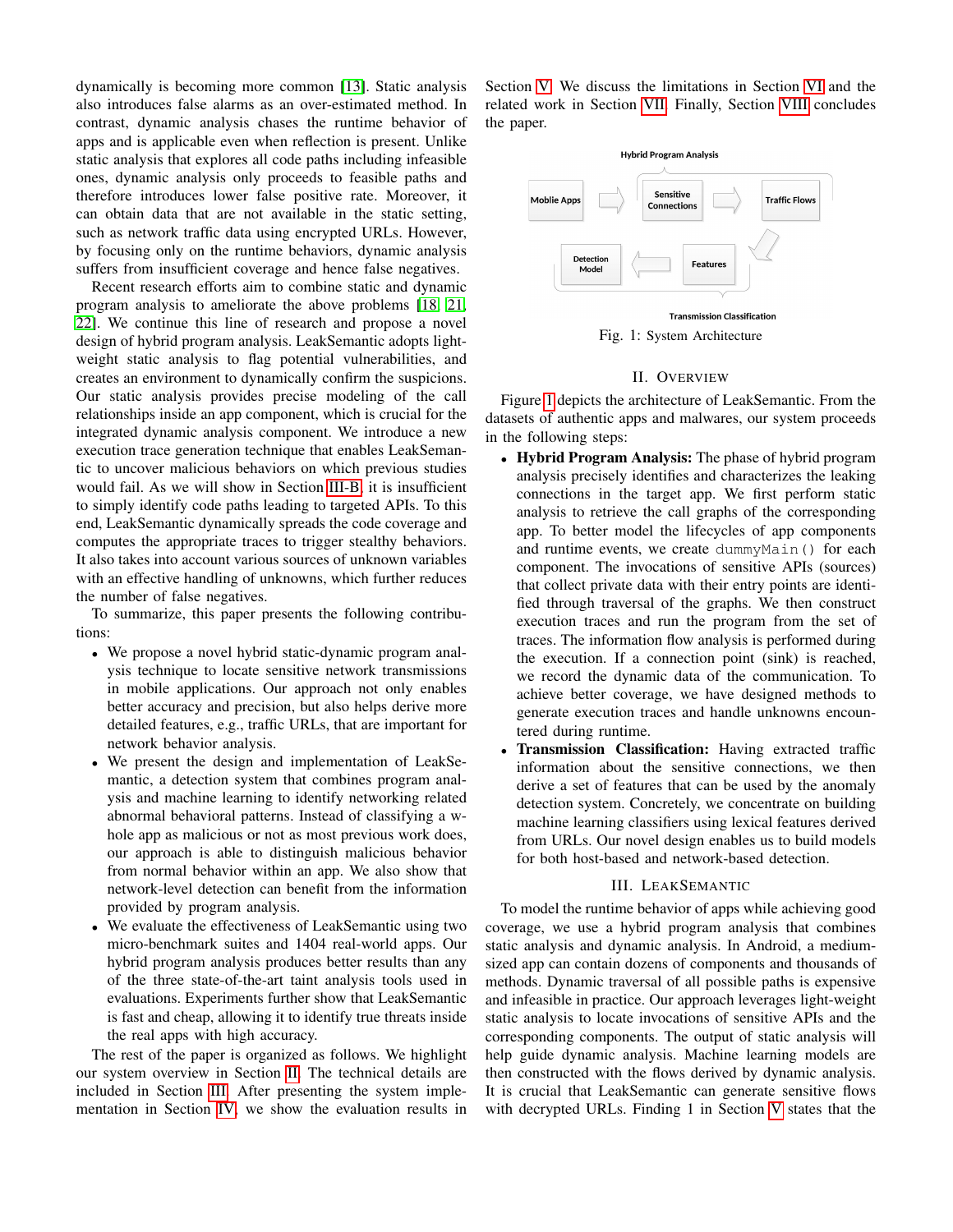dynamically is becoming more common [13]. Static analysis also introduces false alarms as an over-estimated method. In contrast, dynamic analysis chases the runtime behavior of apps and is applicable even when reflection is present. Unlike static analysis that explores all code paths including infeasible ones, dynamic analysis only proceeds to feasible paths and therefore introduces lower false positive rate. Moreover, it can obtain data that are not available in the static setting, such as network traffic data using encrypted URLs. However, by focusing only on the runtime behaviors, dynamic analysis suffers from insufficient coverage and hence false negatives.

Recent research efforts aim to combine static and dynamic program analysis to ameliorate the above problems [18], [21], [22]. We continue this line of research and propose a novel design of hybrid program analysis. LeakSemantic adopts light-weight static analysis to flag potential vulnerabilities, and creates an environment to dynamically confirm the suspicions. Our static analysis provides precise modeling of the call relationships inside an app component, which is crucial for the integrated dynamic analysis component. We introduce a new execution trace generation technique that enables LeakSemantic to uncover malicious behaviors on which previous studies would fail. As we will show in Section III-B, it is insufficient to simply identify code paths leading to targeted APIs. To this end, LeakSemantic dynamically spreads the code coverage and computes the appropriate traces to trigger stealthy behaviors. It also takes into account various sources of unknown variables with an effective handling of unknowns, which further reduces the number of false negatives.

To summarize, this paper presents the following contributions:

- We propose a novel hybrid static-dynamic program analysis technique to locate sensitive network transmissions in mobile applications. Our approach not only enables better accuracy and precision, but also helps derive more detailed features, e.g., traffic URLs, that are important for network behavior analysis.
- We present the design and implementation of LeakSemantic, a detection system that combines program analysis and machine learning to identify networking related abnormal behavioral patterns. Instead of classifying a whole app as malicious or not as most previous work does, our approach is able to distinguish malicious behavior from normal behavior within an app. We also show that network-level detection can benefit from the information provided by program analysis.
- We evaluate the effectiveness of LeakSemantic using two micro-benchmark suites and 1404 real-world apps. Our hybrid program analysis produces better results than any of the three state-of-the-art taint analysis tools used in evaluations. Experiments further show that LeakSemantic is fast and cheap, allowing it to identify true threats inside the real apps with high accuracy.

The rest of the paper is organized as follows. We highlight our system overview in Section II. The technical details are included in Section III. After presenting the system implementation in Section IV, we show the evaluation results in Section V. We discuss the limitations in Section VI and the related work in Section VII. Finally, Section VIII concludes the paper.

Hybrid Program Analysis

Mobile Apps

Sensitive Connections

Traffic Flows

Detection Model

Features

Transmission Classification

Fig. 1: System Architecture

## II. Overview

Figure 1 depicts the architecture of LeakSemantic. From the datasets of authentic apps and malwares, our system proceeds in the following steps:

- **Hybrid Program Analysis:** The phase of hybrid program analysis precisely identifies and characterizes the leaking connections in the target app. We first perform static analysis to retrieve the call graphs of the corresponding app. To better model the lifecycles of app components and runtime events, we create `dummyMain()` for each component. The invocations of sensitive APIs (sources) that collect private data with their entry points are identified through traversal of the graphs. We then construct execution traces and run the program from the set of traces. The information flow analysis is performed during the execution. If a connection point (sink) is reached, we record the dynamic data of the communication. To achieve better coverage, we have designed methods to generate execution traces and handle unknowns encountered during runtime.
- **Transmission Classification:** Having extracted traffic information about the sensitive connections, we then derive a set of features that can be used by the anomaly detection system. Concretely, we concentrate on building machine learning classifiers using lexical features derived from URLs. Our novel design enables us to build models for both host-based and network-based detection.

## III. LeakSemantic

To model the runtime behavior of apps while achieving good coverage, we use a hybrid program analysis that combines static analysis and dynamic analysis. In Android, a medium-sized app can contain dozens of components and thousands of methods. Dynamic traversal of all possible paths is expensive and infeasible in practice. Our approach leverages light-weight static analysis to locate invocations of sensitive APIs and the corresponding components. The output of static analysis will help guide dynamic analysis. Machine learning models are then constructed with the flows derived by dynamic analysis. It is crucial that LeakSemantic can generate sensitive flows with decrypted URLs. Finding 1 in Section V states that the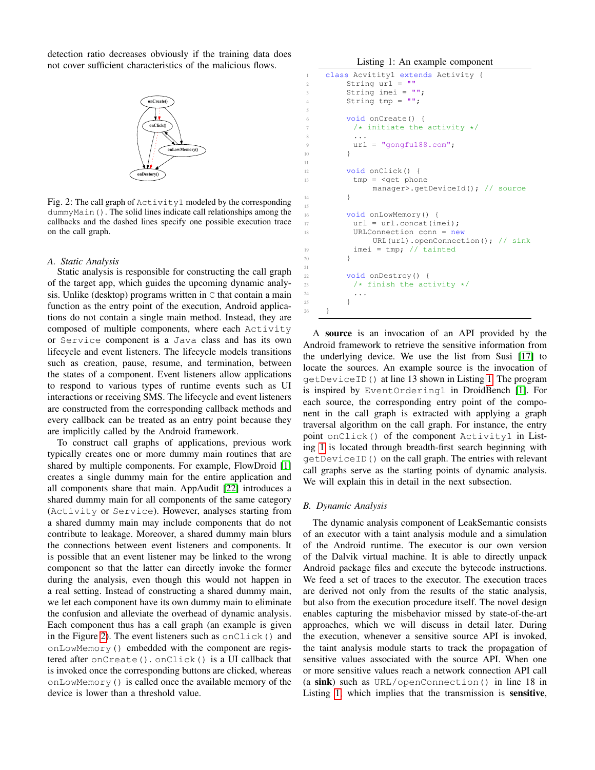detection ratio decreases obviously if the training data does not cover sufficient characteristics of the malicious flows.

onCreate()
onClick()
onLowMemory()
onDestory()

Fig. 2: The call graph of `Activity1` modeled by the corresponding `dummyMain()`. The solid lines indicate call relationships among the callbacks and the dashed lines specify one possible execution trace on the call graph.

### A. Static Analysis

Static analysis is responsible for constructing the call graph of the target app, which guides the upcoming dynamic analysis. Unlike (desktop) programs written in `C` that contain a main function as the entry point of the execution, Android applications do not contain a single main method. Instead, they are composed of multiple components, where each `Activity` or `Service` component is a `Java` class and has its own lifecycle and event listeners. The lifecycle models transitions such as creation, pause, resume, and termination, between the states of a component. Event listeners allow applications to respond to various types of runtime events such as UI interactions or receiving SMS. The lifecycle and event listeners are constructed from the corresponding callback methods and every callback can be treated as an entry point because they are implicitly called by the Android framework.

To construct call graphs of applications, previous work typically creates one or more dummy main routines that are shared by multiple components. For example, FlowDroid [1] creates a single dummy main for the entire application and all components share that main. AppAudit [22] introduces a shared dummy main for all components of the same category (`Activity` or `Service`). However, analyses starting from a shared dummy main may include components that do not contribute to leakage. Moreover, a shared dummy main blurs the connections between event listeners and components. It is possible that an event listener may be linked to the wrong component so that the latter can directly invoke the former during the analysis, even though this would not happen in a real setting. Instead of constructing a shared dummy main, we let each component have its own dummy main to eliminate the confusion and alleviate the overhead of dynamic analysis. Each component thus has a call graph (an example is given in the Figure 2). The event listeners such as `onClick()` and `onLowMemory()` embedded with the component are registered after `onCreate()`. `onClick()` is a UI callback that is invoked once the corresponding buttons are clicked, whereas `onLowMemory()` is called once the available memory of the device is lower than a threshold value.

Listing 1: An example component

```
1   class Acvitity1 extends Activity {
2       String url = ""
3       String imei = "";
4       String tmp = "";
5
6       void onCreate() {
7         /* initiate the activity */
8         ...
9         url = "gongfu188.com";
10      }
11
12      void onClick() {
13        tmp = <get phone
              manager>.getDeviceId(); // source
14      }
15
16      void onLowMemory() {
17        url = url.concat(imei);
18        URLConnection conn = new
              URL(url).openConnection(); // sink
19        imei = tmp; // tainted
20      }
21
22      void onDestroy() {
23        /* finish the activity */
24        ...
25      }
26  }
```

A **source** is an invocation of an API provided by the Android framework to retrieve the sensitive information from the underlying device. We use the list from Susi [17] to locate the sources. An example source is the invocation of `getDeviceID()` at line 13 shown in Listing 1. The program is inspired by `EventOrdering1` in DroidBench [1]. For each source, the corresponding entry point of the component in the call graph is extracted with applying a graph traversal algorithm on the call graph. For instance, the entry point `onClick()` of the component `Activity1` in Listing 1 is located through breadth-first search beginning with `getDeviceID()` on the call graph. The entries with relevant call graphs serve as the starting points of dynamic analysis. We will explain this in detail in the next subsection.

### B. Dynamic Analysis

The dynamic analysis component of LeakSemantic consists of an executor with a taint analysis module and a simulation of the Android runtime. The executor is our own version of the Dalvik virtual machine. It is able to directly unpack Android package files and execute the bytecode instructions. We feed a set of traces to the executor. The execution traces are derived not only from the results of the static analysis, but also from the execution procedure itself. The novel design enables capturing the misbehavior missed by state-of-the-art approaches, which we will discuss in detail later. During the execution, whenever a sensitive source API is invoked, the taint analysis module starts to track the propagation of sensitive values associated with the source API. When one or more sensitive values reach a network connection API call (a **sink**) such as `URL/openConnection()` in line 18 in Listing 1, which implies that the transmission is **sensitive**,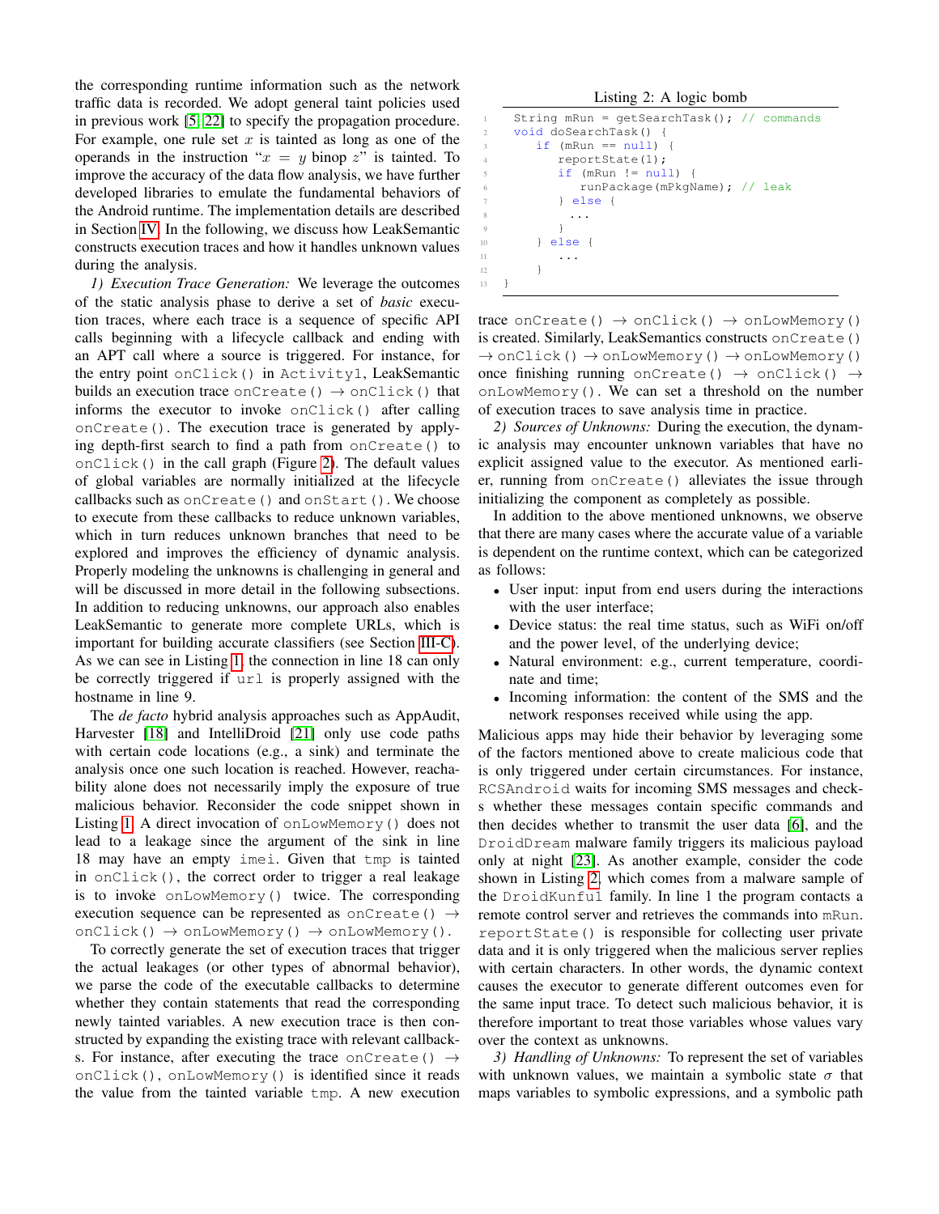the corresponding runtime information such as the network traffic data is recorded. We adopt general taint policies used in previous work [5] [22] to specify the propagation procedure. For example, one rule set $x$ is tainted as long as one of the operands in the instruction "$x = y$ binop $z$" is tainted. To improve the accuracy of the data flow analysis, we have further developed libraries to emulate the fundamental behaviors of the Android runtime. The implementation details are described in Section IV. In the following, we discuss how LeakSemantic constructs execution traces and how it handles unknown values during the analysis.

*1) Execution Trace Generation:* We leverage the outcomes of the static analysis phase to derive a set of *basic* execution traces, where each trace is a sequence of specific API calls beginning with a lifecycle callback and ending with an APT call where a source is triggered. For instance, for the entry point `onClick()` in `Activity1`, LeakSemantic builds an execution trace `onCreate()` → `onClick()` that informs the executor to invoke `onClick()` after calling `onCreate()`. The execution trace is generated by applying depth-first search to find a path from `onCreate()` to `onClick()` in the call graph (Figure 2). The default values of global variables are normally initialized at the lifecycle callbacks such as `onCreate()` and `onStart()`. We choose to execute from these callbacks to reduce unknown variables, which in turn reduces unknown branches that need to be explored and improves the efficiency of dynamic analysis. Properly modeling the unknowns is challenging in general and will be discussed in more detail in the following subsections. In addition to reducing unknowns, our approach also enables LeakSemantic to generate more complete URLs, which is important for building accurate classifiers (see Section III-C). As we can see in Listing 1, the connection in line 18 can only be correctly triggered if `url` is properly assigned with the hostname in line 9.

The *de facto* hybrid analysis approaches such as AppAudit, Harvester [18] and IntelliDroid [21] only use code paths with certain code locations (e.g., a sink) and terminate the analysis once one such location is reached. However, reachability alone does not necessarily imply the exposure of true malicious behavior. Reconsider the code snippet shown in Listing 1. A direct invocation of `onLowMemory()` does not lead to a leakage since the argument of the sink in line 18 may have an empty `imei`. Given that `tmp` is tainted in `onClick()`, the correct order to trigger a real leakage is to invoke `onLowMemory()` twice. The corresponding execution sequence can be represented as `onCreate()` → `onClick()` → `onLowMemory()` → `onLowMemory()`.

To correctly generate the set of execution traces that trigger the actual leakages (or other types of abnormal behavior), we parse the code of the executable callbacks to determine whether they contain statements that read the corresponding newly tainted variables. A new execution trace is then constructed by expanding the existing trace with relevant callbacks. For instance, after executing the trace `onCreate()` → `onClick()`, `onLowMemory()` is identified since it reads the value from the tainted variable `tmp`. A new execution trace `onCreate()` → `onClick()` → `onLowMemory()` is created. Similarly, LeakSemantics constructs `onCreate()` → `onClick()` → `onLowMemory()` → `onLowMemory()` once finishing running `onCreate()` → `onClick()` → `onLowMemory()`. We can set a threshold on the number of execution traces to save analysis time in practice.

Listing 2: A logic bomb

```
1  String mRun = getSearchTask(); // commands
2  void doSearchTask() {
3     if (mRun == null) {
4        reportState(1);
5        if (mRun != null) {
6           runPackage(mPkgName); // leak
7        } else {
8         ...
9        }
10    } else {
11       ...
12    }
13 }
```

*2) Sources of Unknowns:* During the execution, the dynamic analysis may encounter unknown variables that have no explicit assigned value to the executor. As mentioned earlier, running from `onCreate()` alleviates the issue through initializing the component as completely as possible.

In addition to the above mentioned unknowns, we observe that there are many cases where the accurate value of a variable is dependent on the runtime context, which can be categorized as follows:

- User input: input from end users during the interactions with the user interface;
- Device status: the real time status, such as WiFi on/off and the power level, of the underlying device;
- Natural environment: e.g., current temperature, coordinate and time;
- Incoming information: the content of the SMS and the network responses received while using the app.

Malicious apps may hide their behavior by leveraging some of the factors mentioned above to create malicious code that is only triggered under certain circumstances. For instance, `RCSAndroid` waits for incoming SMS messages and checks whether these messages contain specific commands and then decides whether to transmit the user data [6], and the `DroidDream` malware family triggers its malicious payload only at night [23]. As another example, consider the code shown in Listing 2, which comes from a malware sample of the `DroidKunfu` family. In line 1 the program contacts a remote control server and retrieves the commands into `mRun`. `reportState()` is responsible for collecting user private data and it is only triggered when the malicious server replies with certain characters. In other words, the dynamic context causes the executor to generate different outcomes even for the same input trace. To detect such malicious behavior, it is therefore important to treat those variables whose values vary over the context as unknowns.

*3) Handling of Unknowns:* To represent the set of variables with unknown values, we maintain a symbolic state $\sigma$ that maps variables to symbolic expressions, and a symbolic path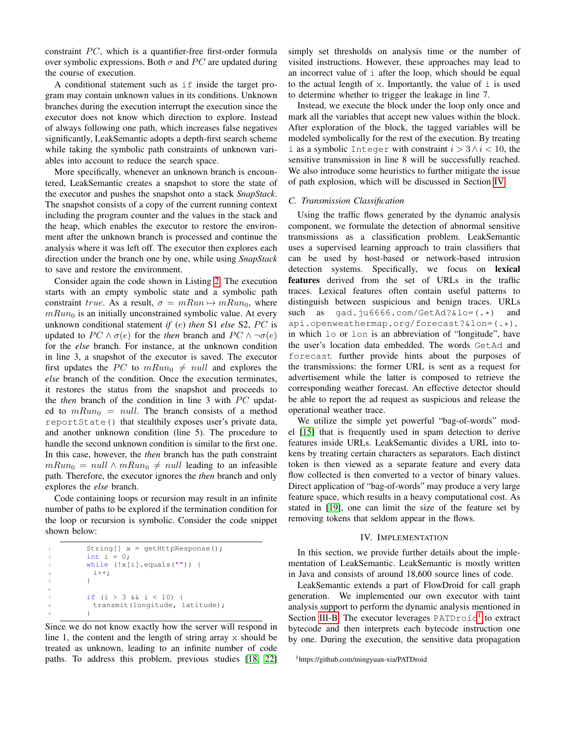constraint $PC$, which is a quantifier-free first-order formula over symbolic expressions. Both $\sigma$ and $PC$ are updated during the course of execution.

A conditional statement such as `if` inside the target program may contain unknown values in its conditions. Unknown branches during the execution interrupt the execution since the executor does not know which direction to explore. Instead of always following one path, which increases false negatives significantly, LeakSemantic adopts a depth-first search scheme while taking the symbolic path constraints of unknown variables into account to reduce the search space.

More specifically, whenever an unknown branch is encountered, LeakSemantic creates a snapshot to store the state of the executor and pushes the snapshot onto a stack *SnapStack*. The snapshot consists of a copy of the current running context including the program counter and the values in the stack and the heap, which enables the executor to restore the environment after the unknown branch is processed and continue the analysis where it was left off. The executor then explores each direction under the branch one by one, while using *SnapStack* to save and restore the environment.

Consider again the code shown in Listing 2. The execution starts with an empty symbolic state and a symbolic path constraint $true$. As a result, $\sigma = mRun \mapsto mRun_0$, where $mRun_0$ is an initially unconstrained symbolic value. At every unknown conditional statement *if* $(e)$ *then* S1 *else* S2, $PC$ is updated to $PC \wedge \sigma(e)$ for the *then* branch and $PC \wedge \neg\sigma(e)$ for the *else* branch. For instance, at the unknown condition in line 3, a snapshot of the executor is saved. The executor first updates the $PC$ to $mRun_0 \neq null$ and explores the *else* branch of the condition. Once the execution terminates, it restores the status from the snapshot and proceeds to the *then* branch of the condition in line 3 with $PC$ updated to $mRun_0 = null$. The branch consists of a method `reportState()` that stealthily exposes user's private data, and another unknown condition (line 5). The procedure to handle the second unknown condition is similar to the first one. In this case, however, the *then* branch has the path constraint $mRun_0 = null \wedge mRun_0 \neq null$ leading to an infeasible path. Therefore, the executor ignores the *then* branch and only explores the *else* branch.

Code containing loops or recursion may result in an infinite number of paths to be explored if the termination condition for the loop or recursion is symbolic. Consider the code snippet shown below:

```
1   String[] x = getHttpResponse();
2   int i = 0;
3   while (!x[i].equals("")) {
4     i++;
5   }
6
7   if (i > 3 && i < 10) {
8     transmit(longitude, latitude);
9   }
```

Since we do not know exactly how the server will respond in line 1, the content and the length of string array `x` should be treated as unknown, leading to an infinite number of code paths. To address this problem, previous studies [18], [22] simply set thresholds on analysis time or the number of visited instructions. However, these approaches may lead to an incorrect value of `i` after the loop, which should be equal to the actual length of `x`. Importantly, the value of `i` is used to determine whether to trigger the leakage in line 7.

Instead, we execute the block under the loop only once and mark all the variables that accept new values within the block. After exploration of the block, the tagged variables will be modeled symbolically for the rest of the execution. By treating `i` as a symbolic `Integer` with constraint $i > 3 \wedge i < 10$, the sensitive transmission in line 8 will be successfully reached. We also introduce some heuristics to further mitigate the issue of path explosion, which will be discussed in Section IV.

### C. Transmission Classification

Using the traffic flows generated by the dynamic analysis component, we formulate the detection of abnormal sensitive transmissions as a classification problem. LeakSemantic uses a supervised learning approach to train classifiers that can be used by host-based or network-based intrusion detection systems. Specifically, we focus on **lexical features** derived from the set of URLs in the traffic traces. Lexical features often contain useful patterns to distinguish between suspicious and benign traces. URLs such as `gad.ju6666.com/GetAd?&lo=(.*)` and `api.openweathermap.org/forecast?&lon=(.*)`, in which `lo` or `lon` is an abbreviation of "longitude", have the user's location data embedded. The words `GetAd` and `forecast` further provide hints about the purposes of the transmissions: the former URL is sent as a request for advertisement while the latter is composed to retrieve the corresponding weather forecast. An effective detector should be able to report the ad request as suspicious and release the operational weather trace.

We utilize the simple yet powerful "bag-of-words" model [15] that is frequently used in spam detection to derive features inside URLs. LeakSemantic divides a URL into tokens by treating certain characters as separators. Each distinct token is then viewed as a separate feature and every data flow collected is then converted to a vector of binary values. Direct application of "bag-of-words" may produce a very large feature space, which results in a heavy computational cost. As stated in [19], one can limit the size of the feature set by removing tokens that seldom appear in the flows.

## IV. Implementation

In this section, we provide further details about the implementation of LeakSemantic. LeakSemantic is mostly written in Java and consists of around 18,600 source lines of code.

LeakSemantic extends a part of FlowDroid for call graph generation. We implemented our own executor with taint analysis support to perform the dynamic analysis mentioned in Section III-B. The executor leverages `PATDroid`[1] to extract bytecode and then interprets each bytecode instruction one by one. During the execution, the sensitive data propagation

[1]https://github.com/mingyuan-xia/PATDroid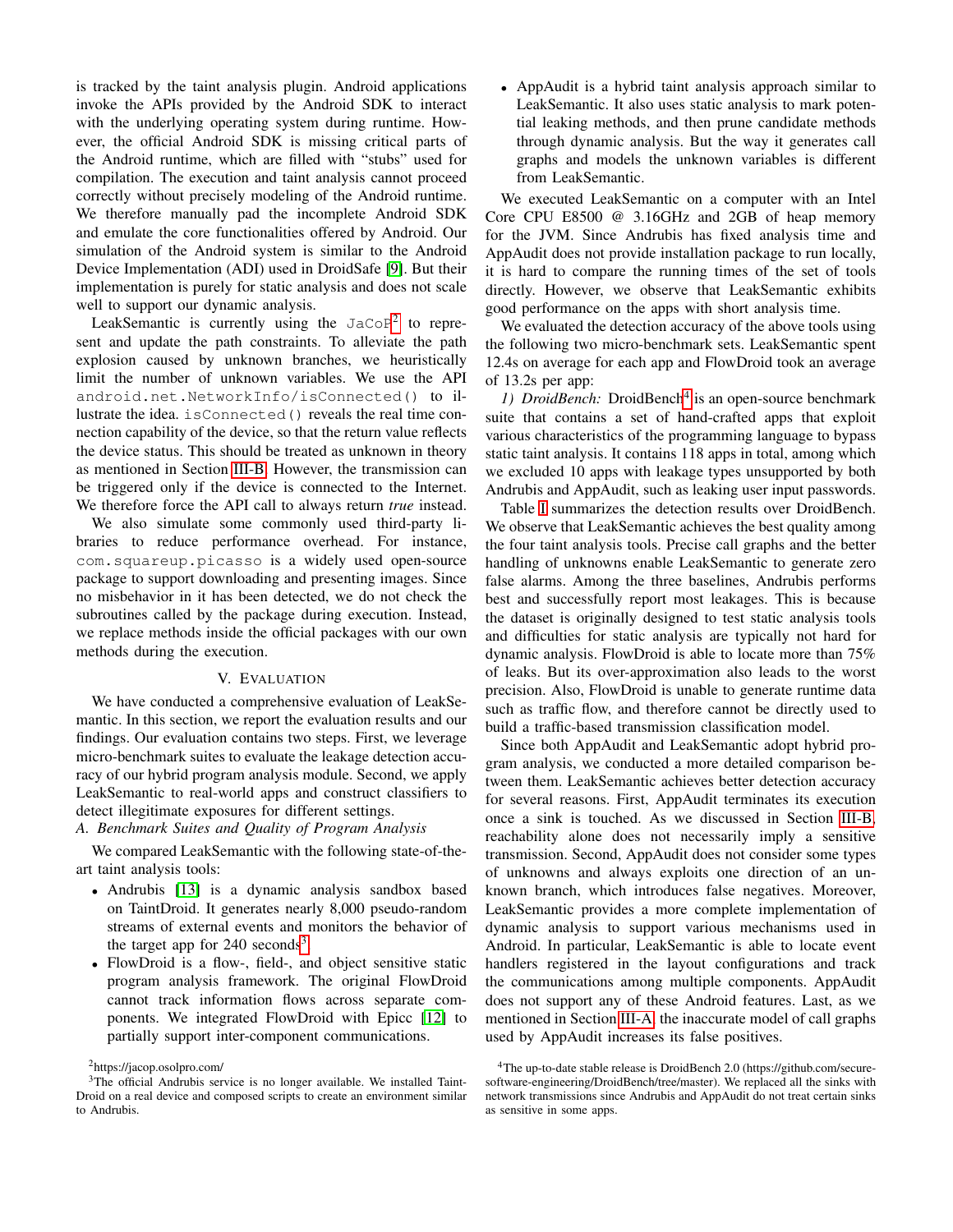is tracked by the taint analysis plugin. Android applications invoke the APIs provided by the Android SDK to interact with the underlying operating system during runtime. However, the official Android SDK is missing critical parts of the Android runtime, which are filled with "stubs" used for compilation. The execution and taint analysis cannot proceed correctly without precisely modeling of the Android runtime. We therefore manually pad the incomplete Android SDK and emulate the core functionalities offered by Android. Our simulation of the Android system is similar to the Android Device Implementation (ADI) used in DroidSafe [9]. But their implementation is purely for static analysis and does not scale well to support our dynamic analysis.

LeakSemantic is currently using the `JaCoP`[2] to represent and update the path constraints. To alleviate the path explosion caused by unknown branches, we heuristically limit the number of unknown variables. We use the API `android.net.NetworkInfo/isConnected()` to illustrate the idea. `isConnected()` reveals the real time connection capability of the device, so that the return value reflects the device status. This should be treated as unknown in theory as mentioned in Section III-B. However, the transmission can be triggered only if the device is connected to the Internet. We therefore force the API call to always return *true* instead.

We also simulate some commonly used third-party libraries to reduce performance overhead. For instance, `com.squareup.picasso` is a widely used open-source package to support downloading and presenting images. Since no misbehavior in it has been detected, we do not check the subroutines called by the package during execution. Instead, we replace methods inside the official packages with our own methods during the execution.

## V. Evaluation

We have conducted a comprehensive evaluation of LeakSemantic. In this section, we report the evaluation results and our findings. Our evaluation contains two steps. First, we leverage micro-benchmark suites to evaluate the leakage detection accuracy of our hybrid program analysis module. Second, we apply LeakSemantic to real-world apps and construct classifiers to detect illegitimate exposures for different settings.

### A. Benchmark Suites and Quality of Program Analysis

We compared LeakSemantic with the following state-of-the-art taint analysis tools:

- Andrubis [13] is a dynamic analysis sandbox based on TaintDroid. It generates nearly 8,000 pseudo-random streams of external events and monitors the behavior of the target app for 240 seconds[3].
- FlowDroid is a flow-, field-, and object sensitive static program analysis framework. The original FlowDroid cannot track information flows across separate components. We integrated FlowDroid with Epicc [12] to partially support inter-component communications.
- AppAudit is a hybrid taint analysis approach similar to LeakSemantic. It also uses static analysis to mark potential leaking methods, and then prune candidate methods through dynamic analysis. But the way it generates call graphs and models the unknown variables is different from LeakSemantic.

We executed LeakSemantic on a computer with an Intel Core CPU E8500 @ 3.16GHz and 2GB of heap memory for the JVM. Since Andrubis has fixed analysis time and AppAudit does not provide installation package to run locally, it is hard to compare the running times of the set of tools directly. However, we observe that LeakSemantic exhibits good performance on the apps with short analysis time.

We evaluated the detection accuracy of the above tools using the following two micro-benchmark sets. LeakSemantic spent 12.4s on average for each app and FlowDroid took an average of 13.2s per app:

*1) DroidBench:* DroidBench[4] is an open-source benchmark suite that contains a set of hand-crafted apps that exploit various characteristics of the programming language to bypass static taint analysis. It contains 118 apps in total, among which we excluded 10 apps with leakage types unsupported by both Andrubis and AppAudit, such as leaking user input passwords.

Table I summarizes the detection results over DroidBench. We observe that LeakSemantic achieves the best quality among the four taint analysis tools. Precise call graphs and the better handling of unknowns enable LeakSemantic to generate zero false alarms. Among the three baselines, Andrubis performs best and successfully report most leakages. This is because the dataset is originally designed to test static analysis tools and difficulties for static analysis are typically not hard for dynamic analysis. FlowDroid is able to locate more than 75% of leaks. But its over-approximation also leads to the worst precision. Also, FlowDroid is unable to generate runtime data such as traffic flow, and therefore cannot be directly used to build a traffic-based transmission classification model.

Since both AppAudit and LeakSemantic adopt hybrid program analysis, we conducted a more detailed comparison between them. LeakSemantic achieves better detection accuracy for several reasons. First, AppAudit terminates its execution once a sink is touched. As we discussed in Section III-B, reachability alone does not necessarily imply a sensitive transmission. Second, AppAudit does not consider some types of unknowns and always exploits one direction of an unknown branch, which introduces false negatives. Moreover, LeakSemantic provides a more complete implementation of dynamic analysis to support various mechanisms used in Android. In particular, LeakSemantic is able to locate event handlers registered in the layout configurations and track the communications among multiple components. AppAudit does not support any of these Android features. Last, as we mentioned in Section III-A, the inaccurate model of call graphs used by AppAudit increases its false positives.

[2] https://jacop.osolpro.com/

[3] The official Andrubis service is no longer available. We installed TaintDroid on a real device and composed scripts to create an environment similar to Andrubis.

[4] The up-to-date stable release is DroidBench 2.0 (https://github.com/secure-software-engineering/DroidBench/tree/master). We replaced all the sinks with network transmissions since Andrubis and AppAudit do not treat certain sinks as sensitive in some apps.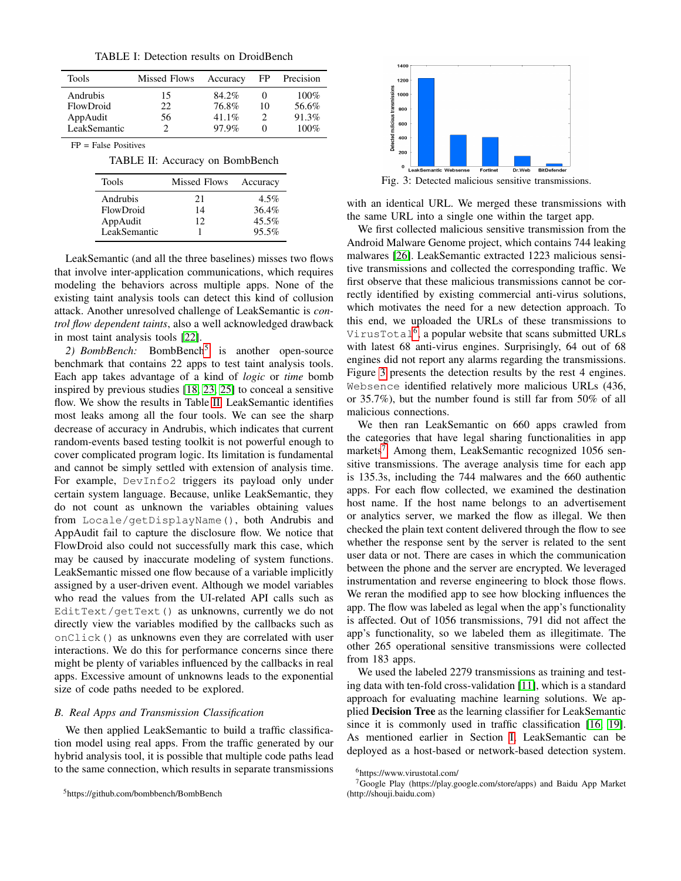TABLE I: Detection results on DroidBench

| Tools | Missed Flows | Accuracy | FP | Precision |
|---|---|---|---|---|
| Andrubis | 15 | 84.2% | 0 | 100% |
| FlowDroid | 22 | 76.8% | 10 | 56.6% |
| AppAudit | 56 | 41.1% | 2 | 91.3% |
| LeakSemantic | 2 | 97.9% | 0 | 100% |

FP = False Positives

TABLE II: Accuracy on BombBench

| Tools | Missed Flows | Accuracy |
|---|---|---|
| Andrubis | 21 | 4.5% |
| FlowDroid | 14 | 36.4% |
| AppAudit | 12 | 45.5% |
| LeakSemantic | 1 | 95.5% |

LeakSemantic (and all the three baselines) misses two flows that involve inter-application communications, which requires modeling the behaviors across multiple apps. None of the existing taint analysis tools can detect this kind of collusion attack. Another unresolved challenge of LeakSemantic is *control flow dependent taints*, also a well acknowledged drawback in most taint analysis tools [22].

*2) BombBench:* BombBench[5] is another open-source benchmark that contains 22 apps to test taint analysis tools. Each app takes advantage of a kind of *logic* or *time* bomb inspired by previous studies [18, 23, 25] to conceal a sensitive flow. We show the results in Table II. LeakSemantic identifies most leaks among all the four tools. We can see the sharp decrease of accuracy in Andrubis, which indicates that current random-events based testing toolkit is not powerful enough to cover complicated program logic. Its limitation is fundamental and cannot be simply settled with extension of analysis time. For example, `DevInfo2` triggers its payload only under certain system language. Because, unlike LeakSemantic, they do not count as unknown the variables obtaining values from `Locale/getDisplayName()`, both Andrubis and AppAudit fail to capture the disclosure flow. We notice that FlowDroid also could not successfully mark this case, which may be caused by inaccurate modeling of system functions. LeakSemantic missed one flow because of a variable implicitly assigned by a user-driven event. Although we model variables who read the values from the UI-related API calls such as `EditText/getText()` as unknowns, currently we do not directly view the variables modified by the callbacks such as `onClick()` as unknowns even they are correlated with user interactions. We do this for performance concerns since there might be plenty of variables influenced by the callbacks in real apps. Excessive amount of unknowns leads to the exponential size of code paths needed to be explored.

### *B. Real Apps and Transmission Classification*

We then applied LeakSemantic to build a traffic classification model using real apps. From the traffic generated by our hybrid analysis tool, it is possible that multiple code paths lead to the same connection, which results in separate transmissions with an identical URL. We merged these transmissions with the same URL into a single one within the target app.

[5] https://github.com/bombbench/BombBench

1400
1200
1000
800
600
400
200
0
Detected malicious transmissions
LeakSemantic
Websense
Fortinet
Dr.Web
BitDefender

Fig. 3: Detected malicious sensitive transmissions.

We first collected malicious sensitive transmission from the Android Malware Genome project, which contains 744 leaking malwares [26]. LeakSemantic extracted 1223 malicious sensitive transmissions and collected the corresponding traffic. We first observe that these malicious transmissions cannot be correctly identified by existing commercial anti-virus solutions, which motivates the need for a new detection approach. To this end, we uploaded the URLs of these transmissions to `VirusTotal`[6], a popular website that scans submitted URLs with latest 68 anti-virus engines. Surprisingly, 64 out of 68 engines did not report any alarms regarding the transmissions. Figure 3 presents the detection results by the rest 4 engines. `Websence` identified relatively more malicious URLs (436, or 35.7%), but the number found is still far from 50% of all malicious connections.

We then ran LeakSemantic on 660 apps crawled from the categories that have legal sharing functionalities in app markets[7]. Among them, LeakSemantic recognized 1056 sensitive transmissions. The average analysis time for each app is 135.3s, including the 744 malwares and the 660 authentic apps. For each flow collected, we examined the destination host name. If the host name belongs to an advertisement or analytics server, we marked the flow as illegal. We then checked the plain text content delivered through the flow to see whether the response sent by the server is related to the sent user data or not. There are cases in which the communication between the phone and the server are encrypted. We leveraged instrumentation and reverse engineering to block those flows. We reran the modified app to see how blocking influences the app. The flow was labeled as legal when the app's functionality is affected. Out of 1056 transmissions, 791 did not affect the app's functionality, so we labeled them as illegitimate. The other 265 operational sensitive transmissions were collected from 183 apps.

We used the labeled 2279 transmissions as training and testing data with ten-fold cross-validation [11], which is a standard approach for evaluating machine learning solutions. We applied **Decision Tree** as the learning classifier for LeakSemantic since it is commonly used in traffic classification [16, 19]. As mentioned earlier in Section I, LeakSemantic can be deployed as a host-based or network-based detection system.

[6] https://www.virustotal.com/

[7] Google Play (https://play.google.com/store/apps) and Baidu App Market (http://shouji.baidu.com)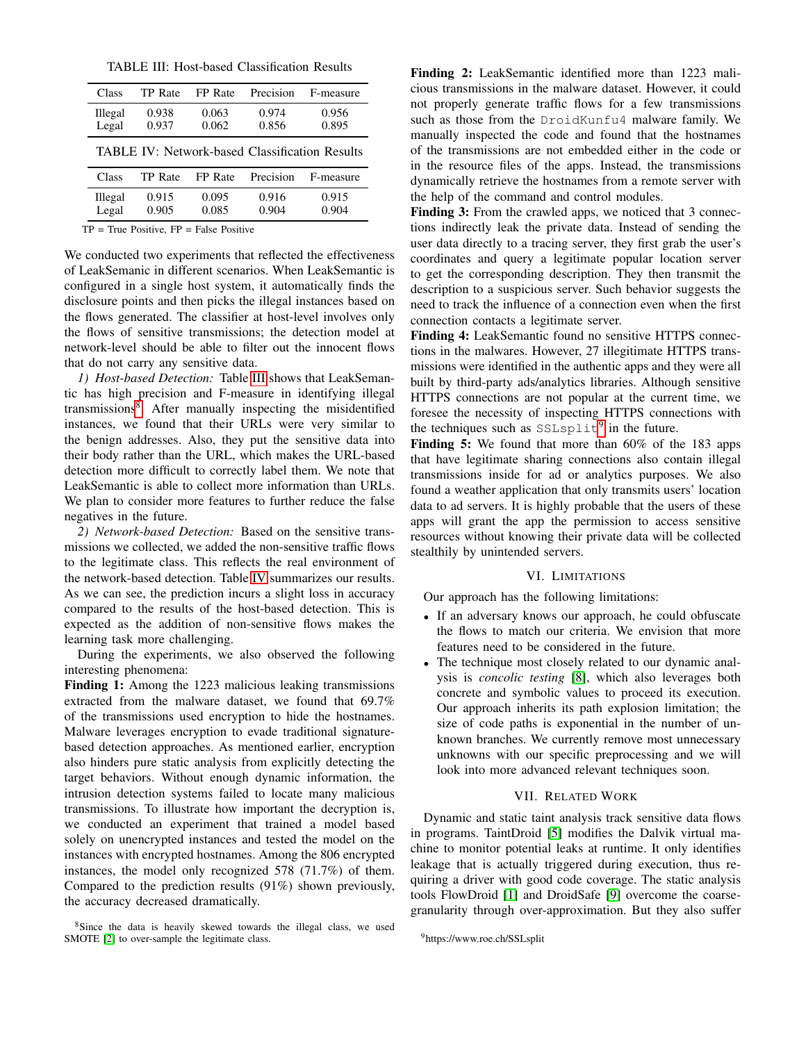TABLE III: Host-based Classification Results

| Class | TP Rate | FP Rate | Precision | F-measure |
|---|---|---|---|---|
| Illegal | 0.938 | 0.063 | 0.974 | 0.956 |
| Legal | 0.937 | 0.062 | 0.856 | 0.895 |

TABLE IV: Network-based Classification Results

| Class | TP Rate | FP Rate | Precision | F-measure |
|---|---|---|---|---|
| Illegal | 0.915 | 0.095 | 0.916 | 0.915 |
| Legal | 0.905 | 0.085 | 0.904 | 0.904 |

TP = True Positive, FP = False Positive

We conducted two experiments that reflected the effectiveness of LeakSemanic in different scenarios. When LeakSemantic is configured in a single host system, it automatically finds the disclosure points and then picks the illegal instances based on the flows generated. The classifier at host-level involves only the flows of sensitive transmissions; the detection model at network-level should be able to filter out the innocent flows that do not carry any sensitive data.

*1) Host-based Detection:* Table III shows that LeakSemantic has high precision and F-measure in identifying illegal transmissions[8]. After manually inspecting the misidentified instances, we found that their URLs were very similar to the benign addresses. Also, they put the sensitive data into their body rather than the URL, which makes the URL-based detection more difficult to correctly label them. We note that LeakSemantic is able to collect more information than URLs. We plan to consider more features to further reduce the false negatives in the future.

*2) Network-based Detection:* Based on the sensitive transmissions we collected, we added the non-sensitive traffic flows to the legitimate class. This reflects the real environment of the network-based detection. Table IV summarizes our results. As we can see, the prediction incurs a slight loss in accuracy compared to the results of the host-based detection. This is expected as the addition of non-sensitive flows makes the learning task more challenging.

During the experiments, we also observed the following interesting phenomena:

**Finding 1:** Among the 1223 malicious leaking transmissions extracted from the malware dataset, we found that 69.7% of the transmissions used encryption to hide the hostnames. Malware leverages encryption to evade traditional signature-based detection approaches. As mentioned earlier, encryption also hinders pure static analysis from explicitly detecting the target behaviors. Without enough dynamic information, the intrusion detection systems failed to locate many malicious transmissions. To illustrate how important the decryption is, we conducted an experiment that trained a model based solely on unencrypted instances and tested the model on the instances with encrypted hostnames. Among the 806 encrypted instances, the model only recognized 578 (71.7%) of them. Compared to the prediction results (91%) shown previously, the accuracy decreased dramatically.

**Finding 2:** LeakSemantic identified more than 1223 malicious transmissions in the malware dataset. However, it could not properly generate traffic flows for a few transmissions such as those from the `DroidKunfu4` malware family. We manually inspected the code and found that the hostnames of the transmissions are not embedded either in the code or in the resource files of the apps. Instead, the transmissions dynamically retrieve the hostnames from a remote server with the help of the command and control modules.

**Finding 3:** From the crawled apps, we noticed that 3 connections indirectly leak the private data. Instead of sending the user data directly to a tracing server, they first grab the user's coordinates and query a legitimate popular location server to get the corresponding description. They then transmit the description to a suspicious server. Such behavior suggests the need to track the influence of a connection even when the first connection contacts a legitimate server.

**Finding 4:** LeakSemantic found no sensitive HTTPS connections in the malwares. However, 27 illegitimate HTTPS transmissions were identified in the authentic apps and they were all built by third-party ads/analytics libraries. Although sensitive HTTPS connections are not popular at the current time, we foresee the necessity of inspecting HTTPS connections with the techniques such as `SSLsplit`[9] in the future.

**Finding 5:** We found that more than 60% of the 183 apps that have legitimate sharing connections also contain illegal transmissions inside for ad or analytics purposes. We also found a weather application that only transmits users' location data to ad servers. It is highly probable that the users of these apps will grant the app the permission to access sensitive resources without knowing their private data will be collected stealthily by unintended servers.

## VI. Limitations

Our approach has the following limitations:

- If an adversary knows our approach, he could obfuscate the flows to match our criteria. We envision that more features need to be considered in the future.
- The technique most closely related to our dynamic analysis is *concolic testing* [8], which also leverages both concrete and symbolic values to proceed its execution. Our approach inherits its path explosion limitation; the size of code paths is exponential in the number of unknown branches. We currently remove most unnecessary unknowns with our specific preprocessing and we will look into more advanced relevant techniques soon.

## VII. Related Work

Dynamic and static taint analysis track sensitive data flows in programs. TaintDroid [5] modifies the Dalvik virtual machine to monitor potential leaks at runtime. It only identifies leakage that is actually triggered during execution, thus requiring a driver with good code coverage. The static analysis tools FlowDroid [1] and DroidSafe [9] overcome the coarse-granularity through over-approximation. But they also suffer

[8]Since the data is heavily skewed towards the illegal class, we used SMOTE [2] to over-sample the legitimate class.

[9]https://www.roe.ch/SSLsplit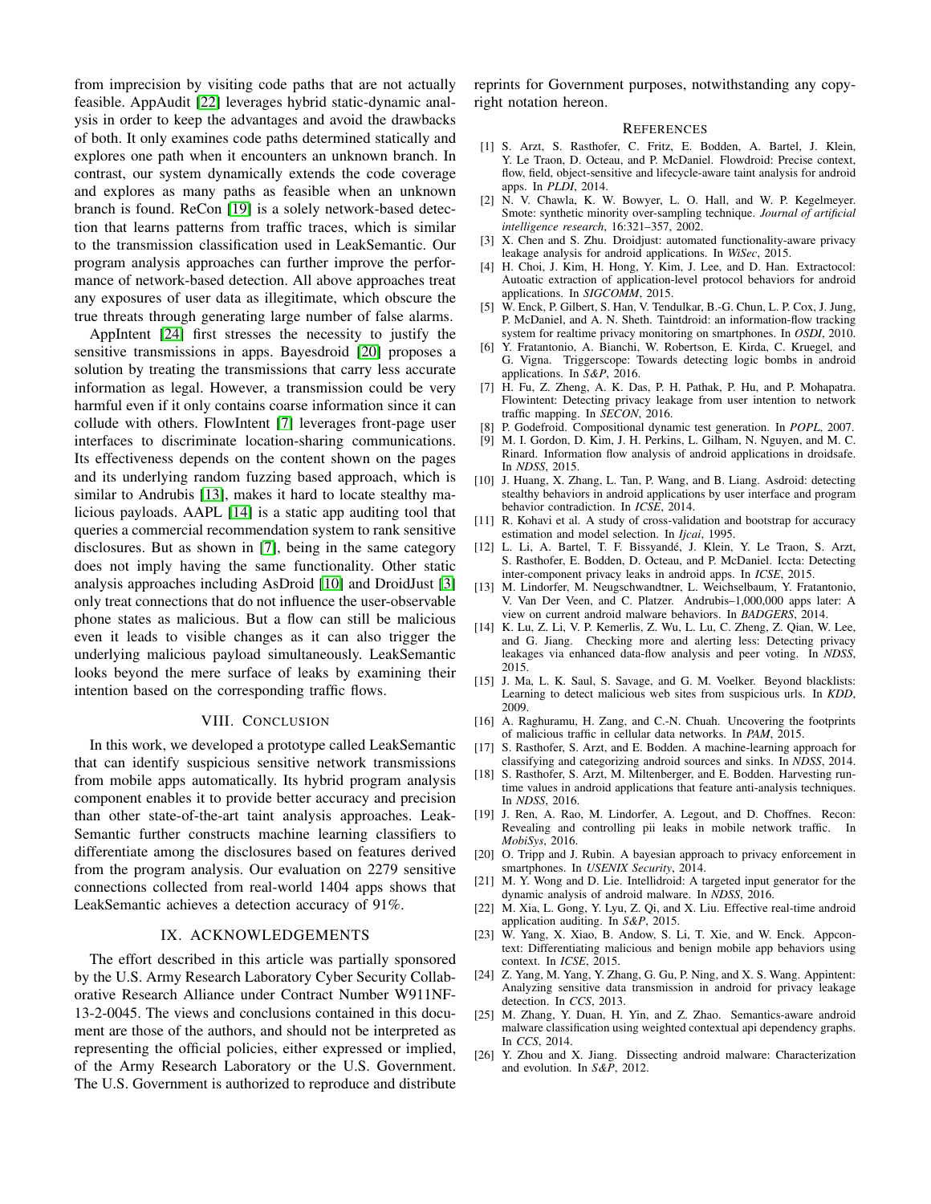from imprecision by visiting code paths that are not actually feasible. AppAudit [22] leverages hybrid static-dynamic analysis in order to keep the advantages and avoid the drawbacks of both. It only examines code paths determined statically and explores one path when it encounters an unknown branch. In contrast, our system dynamically extends the code coverage and explores as many paths as feasible when an unknown branch is found. ReCon [19] is a solely network-based detection that learns patterns from traffic traces, which is similar to the transmission classification used in LeakSemantic. Our program analysis approaches can further improve the performance of network-based detection. All above approaches treat any exposures of user data as illegitimate, which obscure the true threats through generating large number of false alarms.

AppIntent [24] first stresses the necessity to justify the sensitive transmissions in apps. Bayesdroid [20] proposes a solution by treating the transmissions that carry less accurate information as legal. However, a transmission could be very harmful even if it only contains coarse information since it can collude with others. FlowIntent [7] leverages front-page user interfaces to discriminate location-sharing communications. Its effectiveness depends on the content shown on the pages and its underlying random fuzzing based approach, which is similar to Andrubis [13], makes it hard to locate stealthy malicious payloads. AAPL [14] is a static app auditing tool that queries a commercial recommendation system to rank sensitive disclosures. But as shown in [7], being in the same category does not imply having the same functionality. Other static analysis approaches including AsDroid [10] and DroidJust [3] only treat connections that do not influence the user-observable phone states as malicious. But a flow can still be malicious even it leads to visible changes as it can also trigger the underlying malicious payload simultaneously. LeakSemantic looks beyond the mere surface of leaks by examining their intention based on the corresponding traffic flows.

## VIII. Conclusion

In this work, we developed a prototype called LeakSemantic that can identify suspicious sensitive network transmissions from mobile apps automatically. Its hybrid program analysis component enables it to provide better accuracy and precision than other state-of-the-art taint analysis approaches. LeakSemantic further constructs machine learning classifiers to differentiate among the disclosures based on features derived from the program analysis. Our evaluation on 2279 sensitive connections collected from real-world 1404 apps shows that LeakSemantic achieves a detection accuracy of 91%.

## IX. Acknowledgements

The effort described in this article was partially sponsored by the U.S. Army Research Laboratory Cyber Security Collaborative Research Alliance under Contract Number W911NF-13-2-0045. The views and conclusions contained in this document are those of the authors, and should not be interpreted as representing the official policies, either expressed or implied, of the Army Research Laboratory or the U.S. Government. The U.S. Government is authorized to reproduce and distribute reprints for Government purposes, notwithstanding any copyright notation hereon.

## References

[1] S. Arzt, S. Rasthofer, C. Fritz, E. Bodden, A. Bartel, J. Klein, Y. Le Traon, D. Octeau, and P. McDaniel. Flowdroid: Precise context, flow, field, object-sensitive and lifecycle-aware taint analysis for android apps. In *PLDI*, 2014.

[2] N. V. Chawla, K. W. Bowyer, L. O. Hall, and W. P. Kegelmeyer. Smote: synthetic minority over-sampling technique. *Journal of artificial intelligence research*, 16:321–357, 2002.

[3] X. Chen and S. Zhu. Droidjust: automated functionality-aware privacy leakage analysis for android applications. In *WiSec*, 2015.

[4] H. Choi, J. Kim, H. Hong, Y. Kim, J. Lee, and D. Han. Extractocol: Autoatic extraction of application-level protocol behaviors for android applications. In *SIGCOMM*, 2015.

[5] W. Enck, P. Gilbert, S. Han, V. Tendulkar, B.-G. Chun, L. P. Cox, J. Jung, P. McDaniel, and A. N. Sheth. Taintdroid: an information-flow tracking system for realtime privacy monitoring on smartphones. In *OSDI*, 2010.

[6] Y. Fratantonio, A. Bianchi, W. Robertson, E. Kirda, C. Kruegel, and G. Vigna. Triggerscope: Towards detecting logic bombs in android applications. In *S&P*, 2016.

[7] H. Fu, Z. Zheng, A. K. Das, P. H. Pathak, P. Hu, and P. Mohapatra. Flowintent: Detecting privacy leakage from user intention to network traffic mapping. In *SECON*, 2016.

[8] P. Godefroid. Compositional dynamic test generation. In *POPL*, 2007.

[9] M. I. Gordon, D. Kim, J. H. Perkins, L. Gilham, N. Nguyen, and M. C. Rinard. Information flow analysis of android applications in droidsafe. In *NDSS*, 2015.

[10] J. Huang, X. Zhang, L. Tan, P. Wang, and B. Liang. Asdroid: detecting stealthy behaviors in android applications by user interface and program behavior contradiction. In *ICSE*, 2014.

[11] R. Kohavi et al. A study of cross-validation and bootstrap for accuracy estimation and model selection. In *Ijcai*, 1995.

[12] L. Li, A. Bartel, T. F. Bissyandé, J. Klein, Y. Le Traon, S. Arzt, S. Rasthofer, E. Bodden, D. Octeau, and P. McDaniel. Iccta: Detecting inter-component privacy leaks in android apps. In *ICSE*, 2015.

[13] M. Lindorfer, M. Neugschwandtner, L. Weichselbaum, Y. Fratantonio, V. Van Der Veen, and C. Platzer. Andrubis–1,000,000 apps later: A view on current android malware behaviors. In *BADGERS*, 2014.

[14] K. Lu, Z. Li, V. P. Kemerlis, Z. Wu, L. Lu, C. Zheng, Z. Qian, W. Lee, and G. Jiang. Checking more and alerting less: Detecting privacy leakages via enhanced data-flow analysis and peer voting. In *NDSS*, 2015.

[15] J. Ma, L. K. Saul, S. Savage, and G. M. Voelker. Beyond blacklists: Learning to detect malicious web sites from suspicious urls. In *KDD*, 2009.

[16] A. Raghuramu, H. Zang, and C.-N. Chuah. Uncovering the footprints of malicious traffic in cellular data networks. In *PAM*, 2015.

[17] S. Rasthofer, S. Arzt, and E. Bodden. A machine-learning approach for classifying and categorizing android sources and sinks. In *NDSS*, 2014.

[18] S. Rasthofer, S. Arzt, M. Miltenberger, and E. Bodden. Harvesting runtime values in android applications that feature anti-analysis techniques. In *NDSS*, 2016.

[19] J. Ren, A. Rao, M. Lindorfer, A. Legout, and D. Choffnes. Recon: Revealing and controlling pii leaks in mobile network traffic. In *MobiSys*, 2016.

[20] O. Tripp and J. Rubin. A bayesian approach to privacy enforcement in smartphones. In *USENIX Security*, 2014.

[21] M. Y. Wong and D. Lie. Intellidroid: A targeted input generator for the dynamic analysis of android malware. In *NDSS*, 2016.

[22] M. Xia, L. Gong, Y. Lyu, Z. Qi, and X. Liu. Effective real-time android application auditing. In *S&P*, 2015.

[23] W. Yang, X. Xiao, B. Andow, S. Li, T. Xie, and W. Enck. Appcontext: Differentiating malicious and benign mobile app behaviors using context. In *ICSE*, 2015.

[24] Z. Yang, M. Yang, Y. Zhang, G. Gu, P. Ning, and X. S. Wang. Appintent: Analyzing sensitive data transmission in android for privacy leakage detection. In *CCS*, 2013.

[25] M. Zhang, Y. Duan, H. Yin, and Z. Zhao. Semantics-aware android malware classification using weighted contextual api dependency graphs. In *CCS*, 2014.

[26] Y. Zhou and X. Jiang. Dissecting android malware: Characterization and evolution. In *S&P*, 2012.